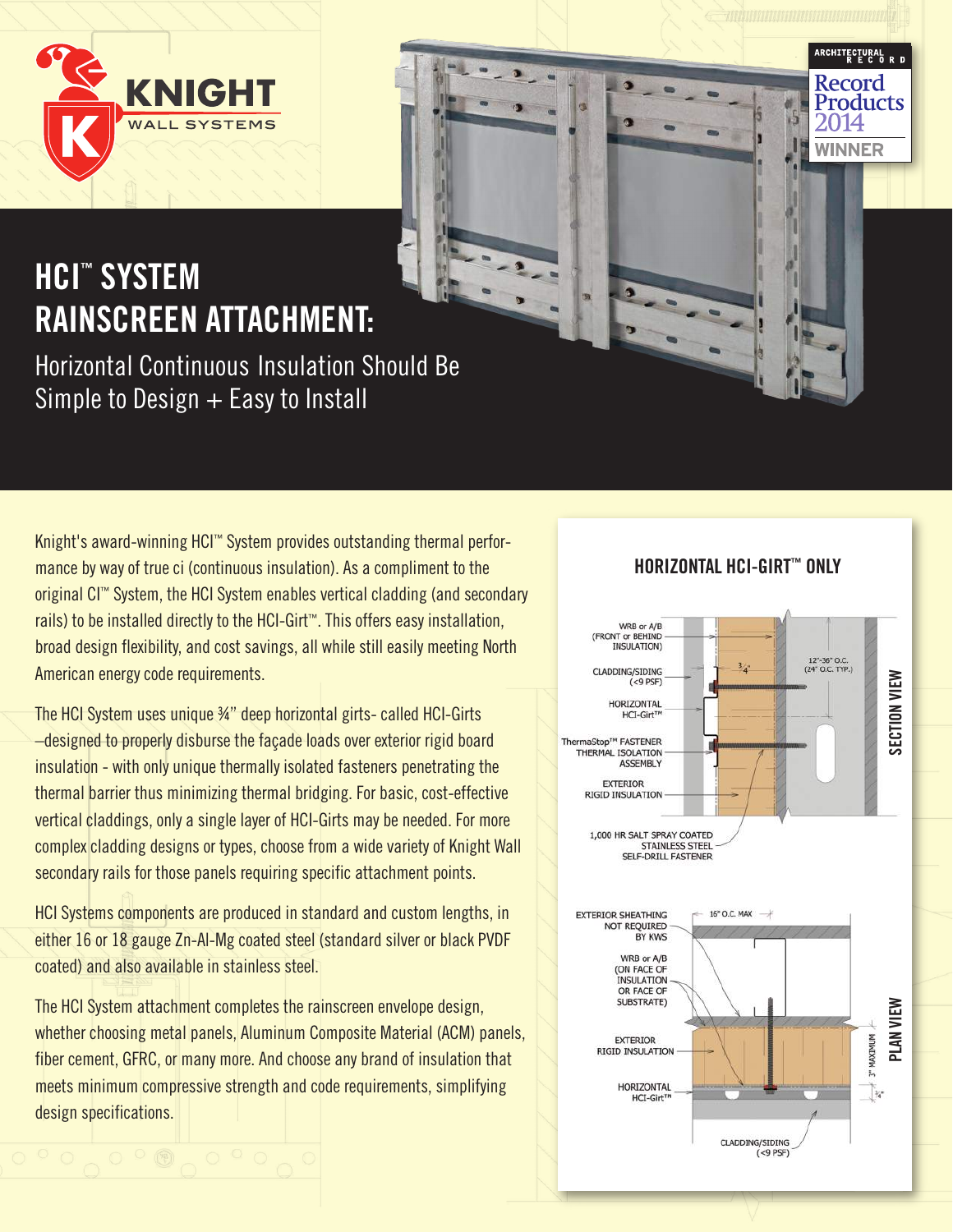KNIGHT WALL SYSTEMS

# HCI™ SYSTEM RAINSCREEN ATTACHMENT:

## Horizontal Continuous Insulation Should Be Simple to Design + Easy to Install

ARCHITECTURAL RECORD Record Products 2014 WINNER

Knight's award-winning HCI™ System provides outstanding thermal performance by way of true ci (continuous insulation). As a compliment to the original CI™ System, the HCI System enables vertical cladding (and secondary rails) to be installed directly to the HCI-Girt™. This offers easy installation, broad design flexibility, and cost savings, all while still easily meeting North American energy code requirements.

The HCI System uses unique ¾" deep horizontal girts- called HCI-Girts –designed to properly disburse the façade loads over exterior rigid board insulation - with only unique thermally isolated fasteners penetrating the thermal barrier thus minimizing thermal bridging. For basic, cost-effective vertical claddings, only a single layer of HCI-Girts may be needed. For more complex cladding designs or types, choose from a wide variety of Knight Wall secondary rails for those panels requiring specific attachment points.

HCI Systems components are produced in standard and custom lengths, in either 16 or 18 gauge Zn-Al-Mg coated steel (standard silver or black PVDF coated) and also available in stainless steel.

The HCI System attachment completes the rainscreen envelope design, whether choosing metal panels, Aluminum Composite Material (ACM) panels, fiber cement, GFRC, or many more. And choose any brand of insulation that meets minimum compressive strength and code requirements, simplifying design specifications.

### HORIZONTAL HCI-GIRT™ ONLY

**SECTION VIEW**

- WRB or A/B (FRONT or BEHIND INSULATION)
- CLADDING/SIDING (<9 PSF)
- HORIZONTAL HCI-Girt™
- ThermaStop™ FASTENER THERMAL ISOLATION ASSEMBLY
- EXTERIOR RIGID INSULATION
- 1,000 HR SALT SPRAY COATED STAINLESS STEEL SELF-DRILL FASTENER
- ¾"
- 12"-36" O.C. (24" O.C. TYP.)

**PLAN VIEW**

- EXTERIOR SHEATHING NOT REQUIRED BY KWS
- WRB or A/B (ON FACE OF INSULATION OR FACE OF SUBSTRATE)
- EXTERIOR RIGID INSULATION
- HORIZONTAL HCI-Girt™
- CLADDING/SIDING (<9 PSF)
- 16" O.C. MAX
- 3" MAXIMUM
- ¾"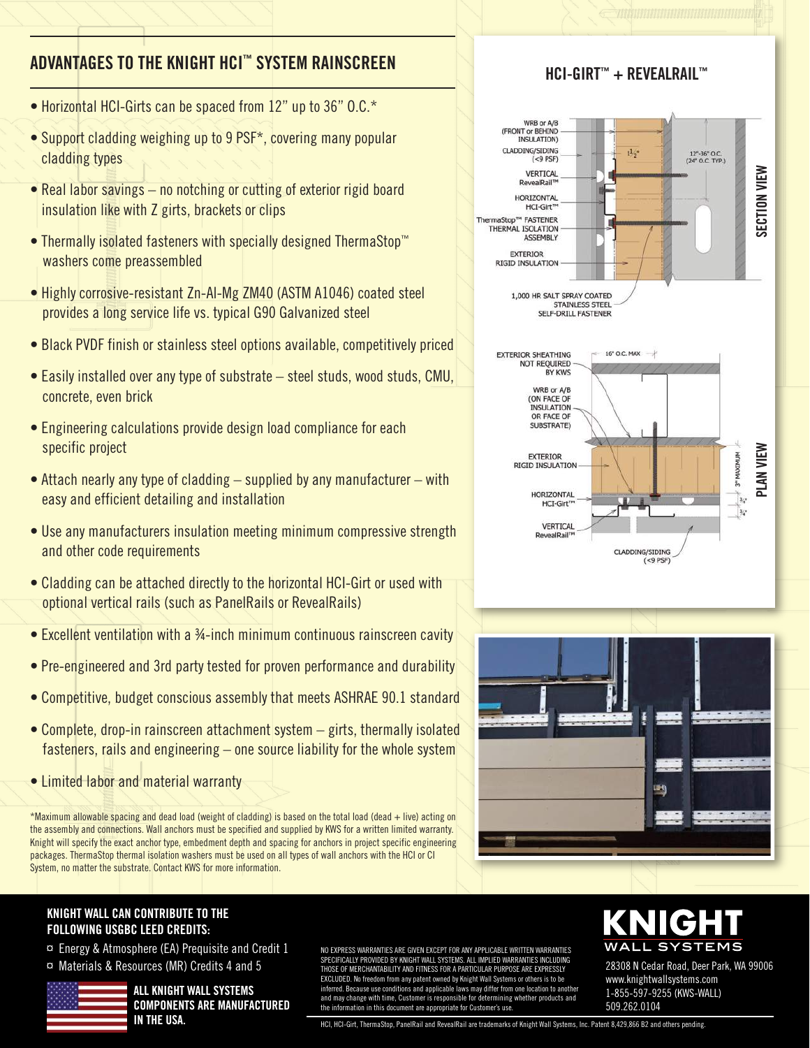## ADVANTAGES TO THE KNIGHT HCI™ SYSTEM RAINSCREEN

- Horizontal HCI-Girts can be spaced from 12" up to 36" O.C.*
- Support cladding weighing up to 9 PSF*, covering many popular cladding types
- Real labor savings – no notching or cutting of exterior rigid board insulation like with Z girts, brackets or clips
- Thermally isolated fasteners with specially designed ThermaStop™ washers come preassembled
- Highly corrosive-resistant Zn-Al-Mg ZM40 (ASTM A1046) coated steel provides a long service life vs. typical G90 Galvanized steel
- Black PVDF finish or stainless steel options available, competitively priced
- Easily installed over any type of substrate – steel studs, wood studs, CMU, concrete, even brick
- Engineering calculations provide design load compliance for each specific project
- Attach nearly any type of cladding – supplied by any manufacturer – with easy and efficient detailing and installation
- Use any manufacturers insulation meeting minimum compressive strength and other code requirements
- Cladding can be attached directly to the horizontal HCI-Girt or used with optional vertical rails (such as PanelRails or RevealRails)
- Excellent ventilation with a ¾-inch minimum continuous rainscreen cavity
- Pre-engineered and 3rd party tested for proven performance and durability
- Competitive, budget conscious assembly that meets ASHRAE 90.1 standard
- Complete, drop-in rainscreen attachment system – girts, thermally isolated fasteners, rails and engineering – one source liability for the whole system
- Limited labor and material warranty

*Maximum allowable spacing and dead load (weight of cladding) is based on the total load (dead + live) acting on the assembly and connections. Wall anchors must be specified and supplied by KWS for a written limited warranty. Knight will specify the exact anchor type, embedment depth and spacing for anchors in project specific engineering packages. ThermaStop thermal isolation washers must be used on all types of wall anchors with the HCI or CI System, no matter the substrate. Contact KWS for more information.

### HCI-GIRT™ + REVEALRAIL™

SECTION VIEW

WRB or A/B (FRONT or BEHIND INSULATION)
CLADDING/SIDING (<9 PSF)
VERTICAL RevealRail™
HORIZONTAL HCI-Girt™
ThermaStop™ FASTENER THERMAL ISOLATION ASSEMBLY
EXTERIOR RIGID INSULATION
1,000 HR SALT SPRAY COATED STAINLESS STEEL SELF-DRILL FASTENER
1½"
12"-36" O.C. (24" O.C. TYP.)

PLAN VIEW

EXTERIOR SHEATHING NOT REQUIRED BY KWS
16" O.C. MAX
WRB or A/B (ON FACE OF INSULATION OR FACE OF SUBSTRATE)
EXTERIOR RIGID INSULATION
HORIZONTAL HCI-Girt™
VERTICAL RevealRail™
CLADDING/SIDING (<9 PSF)
3" MAXIMUM
¾"
¾"

**KNIGHT WALL CAN CONTRIBUTE TO THE FOLLOWING USGBC LEED CREDITS:**

- Energy & Atmosphere (EA) Prequisite and Credit 1
- Materials & Resources (MR) Credits 4 and 5

**ALL KNIGHT WALL SYSTEMS COMPONENTS ARE MANUFACTURED IN THE USA.**

NO EXPRESS WARRANTIES ARE GIVEN EXCEPT FOR ANY APPLICABLE WRITTEN WARRANTIES SPECIFICALLY PROVIDED BY KNIGHT WALL SYSTEMS. ALL IMPLIED WARRANTIES INCLUDING THOSE OF MERCHANTABILITY AND FITNESS FOR A PARTICULAR PURPOSE ARE EXPRESSLY EXCLUDED. No freedom from any patent owned by Knight Wall Systems or others is to be inferred. Because use conditions and applicable laws may differ from one location to another and may change with time, Customer is responsible for determining whether products and the information in this document are appropriate for Customer's use.

**KNIGHT WALL SYSTEMS**

28308 N Cedar Road, Deer Park, WA 99006
www.knightwallsystems.com
1-855-597-9255 (KWS-WALL)
509.262.0104

HCI, HCI-Girt, ThermaStop, PanelRail and RevealRail are trademarks of Knight Wall Systems, Inc. Patent 8,429,866 B2 and others pending.